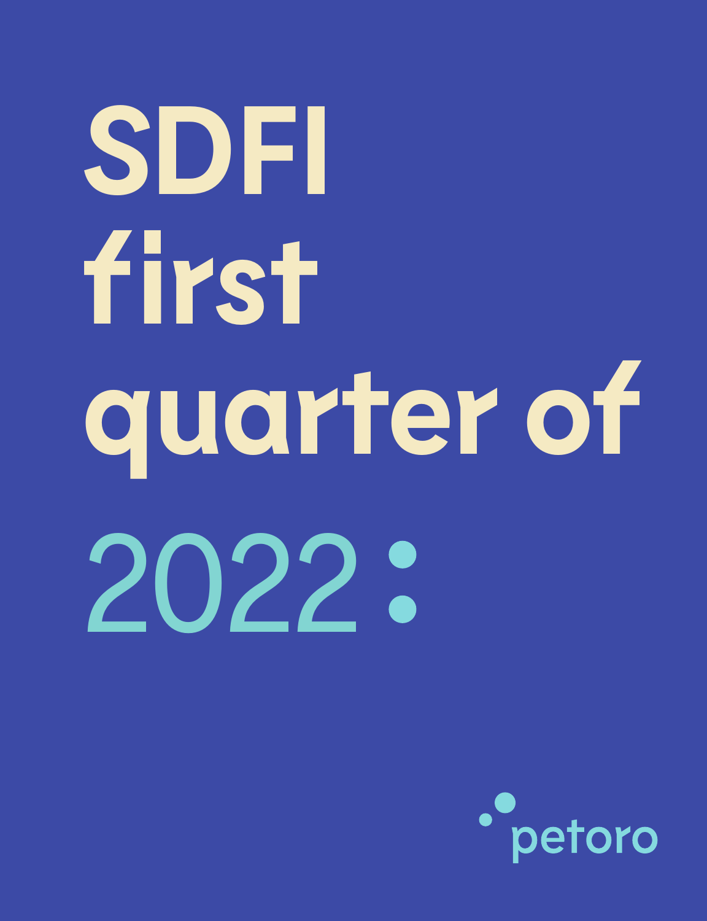# SDFI first quarter of 2022:

petoro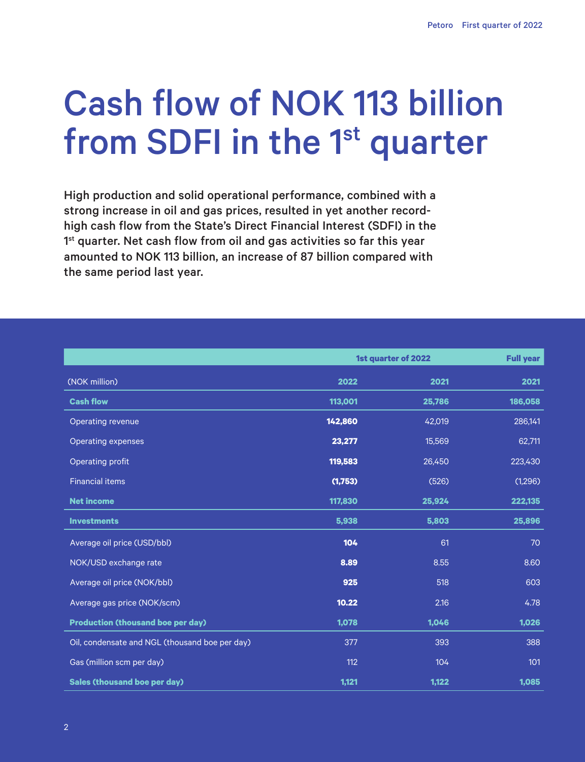# Cash flow of NOK 113 billion from SDFI in the 1st quarter

**High production and solid operational performance, combined with a strong increase in oil and gas prices, resulted in yet another record-high cash flow from the State's Direct Financial Interest (SDFI) in the 1st quarter. Net cash flow from oil and gas activities so far this year amounted to NOK 113 billion, an increase of 87 billion compared with the same period last year.**

| | 1st quarter of 2022 | | Full year |
|---|---|---|---|
| (NOK million) | 2022 | 2021 | 2021 |
| **Cash flow** | **113,001** | **25,786** | **186,058** |
| Operating revenue | **142,860** | 42,019 | 286,141 |
| Operating expenses | **23,277** | 15,569 | 62,711 |
| Operating profit | **119,583** | 26,450 | 223,430 |
| Financial items | **(1,753)** | (526) | (1,296) |
| **Net income** | **117,830** | **25,924** | **222,135** |
| **Investments** | **5,938** | **5,803** | **25,896** |
| Average oil price (USD/bbl) | **104** | 61 | 70 |
| NOK/USD exchange rate | **8.89** | 8.55 | 8.60 |
| Average oil price (NOK/bbl) | **925** | 518 | 603 |
| Average gas price (NOK/scm) | **10.22** | 2.16 | 4.78 |
| **Production (thousand boe per day)** | **1,078** | **1,046** | **1,026** |
| Oil, condensate and NGL (thousand boe per day) | 377 | 393 | 388 |
| Gas (million scm per day) | 112 | 104 | 101 |
| **Sales (thousand boe per day)** | **1,121** | **1,122** | **1,085** |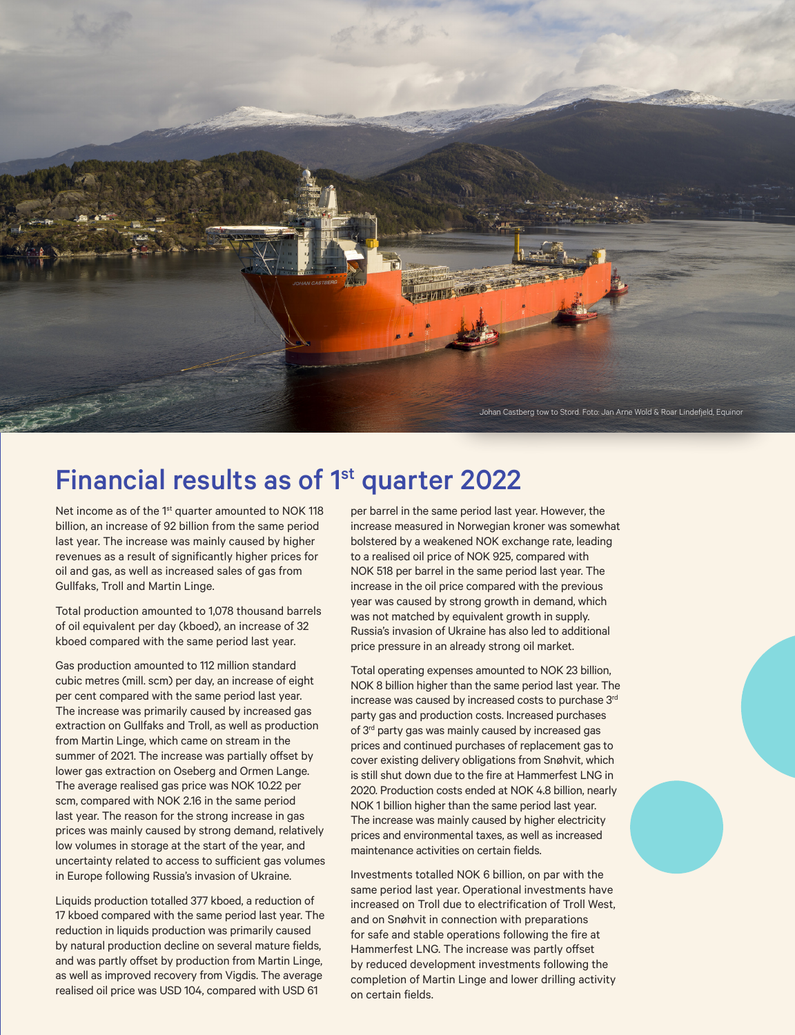Johan Castberg tow to Stord. Foto: Jan Arne Wold & Roar Lindefjeld, Equinor

# Financial results as of 1st quarter 2022

Net income as of the 1st quarter amounted to NOK 118 billion, an increase of 92 billion from the same period last year. The increase was mainly caused by higher revenues as a result of significantly higher prices for oil and gas, as well as increased sales of gas from Gullfaks, Troll and Martin Linge.

Total production amounted to 1,078 thousand barrels of oil equivalent per day (kboed), an increase of 32 kboed compared with the same period last year.

Gas production amounted to 112 million standard cubic metres (mill. scm) per day, an increase of eight per cent compared with the same period last year. The increase was primarily caused by increased gas extraction on Gullfaks and Troll, as well as production from Martin Linge, which came on stream in the summer of 2021. The increase was partially offset by lower gas extraction on Oseberg and Ormen Lange. The average realised gas price was NOK 10.22 per scm, compared with NOK 2.16 in the same period last year. The reason for the strong increase in gas prices was mainly caused by strong demand, relatively low volumes in storage at the start of the year, and uncertainty related to access to sufficient gas volumes in Europe following Russia's invasion of Ukraine.

Liquids production totalled 377 kboed, a reduction of 17 kboed compared with the same period last year. The reduction in liquids production was primarily caused by natural production decline on several mature fields, and was partly offset by production from Martin Linge, as well as improved recovery from Vigdis. The average realised oil price was USD 104, compared with USD 61 per barrel in the same period last year. However, the increase measured in Norwegian kroner was somewhat bolstered by a weakened NOK exchange rate, leading to a realised oil price of NOK 925, compared with NOK 518 per barrel in the same period last year. The increase in the oil price compared with the previous year was caused by strong growth in demand, which was not matched by equivalent growth in supply. Russia's invasion of Ukraine has also led to additional price pressure in an already strong oil market.

Total operating expenses amounted to NOK 23 billion, NOK 8 billion higher than the same period last year. The increase was caused by increased costs to purchase 3rd party gas and production costs. Increased purchases of 3rd party gas was mainly caused by increased gas prices and continued purchases of replacement gas to cover existing delivery obligations from Snøhvit, which is still shut down due to the fire at Hammerfest LNG in 2020. Production costs ended at NOK 4.8 billion, nearly NOK 1 billion higher than the same period last year. The increase was mainly caused by higher electricity prices and environmental taxes, as well as increased maintenance activities on certain fields.

Investments totalled NOK 6 billion, on par with the same period last year. Operational investments have increased on Troll due to electrification of Troll West, and on Snøhvit in connection with preparations for safe and stable operations following the fire at Hammerfest LNG. The increase was partly offset by reduced development investments following the completion of Martin Linge and lower drilling activity on certain fields.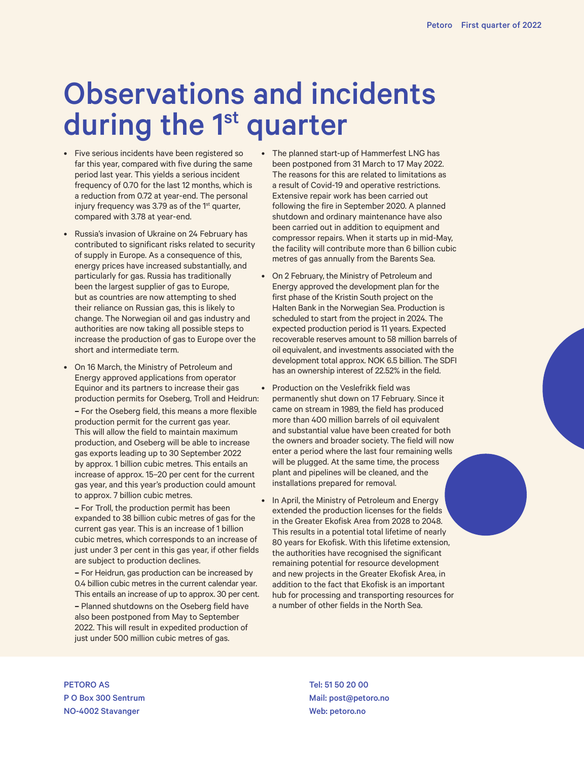# Observations and incidents during the 1st quarter

- Five serious incidents have been registered so far this year, compared with five during the same period last year. This yields a serious incident frequency of 0.70 for the last 12 months, which is a reduction from 0.72 at year-end. The personal injury frequency was 3.79 as of the 1st quarter, compared with 3.78 at year-end.

- Russia's invasion of Ukraine on 24 February has contributed to significant risks related to security of supply in Europe. As a consequence of this, energy prices have increased substantially, and particularly for gas. Russia has traditionally been the largest supplier of gas to Europe, but as countries are now attempting to shed their reliance on Russian gas, this is likely to change. The Norwegian oil and gas industry and authorities are now taking all possible steps to increase the production of gas to Europe over the short and intermediate term.

- On 16 March, the Ministry of Petroleum and Energy approved applications from operator Equinor and its partners to increase their gas production permits for Oseberg, Troll and Heidrun:

  – For the Oseberg field, this means a more flexible production permit for the current gas year. This will allow the field to maintain maximum production, and Oseberg will be able to increase gas exports leading up to 30 September 2022 by approx. 1 billion cubic metres. This entails an increase of approx. 15–20 per cent for the current gas year, and this year's production could amount to approx. 7 billion cubic metres.

  – For Troll, the production permit has been expanded to 38 billion cubic metres of gas for the current gas year. This is an increase of 1 billion cubic metres, which corresponds to an increase of just under 3 per cent in this gas year, if other fields are subject to production declines.

  – For Heidrun, gas production can be increased by 0.4 billion cubic metres in the current calendar year. This entails an increase of up to approx. 30 per cent.

  – Planned shutdowns on the Oseberg field have also been postponed from May to September 2022. This will result in expedited production of just under 500 million cubic metres of gas.

- The planned start-up of Hammerfest LNG has been postponed from 31 March to 17 May 2022. The reasons for this are related to limitations as a result of Covid-19 and operative restrictions. Extensive repair work has been carried out following the fire in September 2020. A planned shutdown and ordinary maintenance have also been carried out in addition to equipment and compressor repairs. When it starts up in mid-May, the facility will contribute more than 6 billion cubic metres of gas annually from the Barents Sea.

- On 2 February, the Ministry of Petroleum and Energy approved the development plan for the first phase of the Kristin South project on the Halten Bank in the Norwegian Sea. Production is scheduled to start from the project in 2024. The expected production period is 11 years. Expected recoverable reserves amount to 58 million barrels of oil equivalent, and investments associated with the development total approx. NOK 6.5 billion. The SDFI has an ownership interest of 22.52% in the field.

- Production on the Veslefrikk field was permanently shut down on 17 February. Since it came on stream in 1989, the field has produced more than 400 million barrels of oil equivalent and substantial value have been created for both the owners and broader society. The field will now enter a period where the last four remaining wells will be plugged. At the same time, the process plant and pipelines will be cleaned, and the installations prepared for removal.

- In April, the Ministry of Petroleum and Energy extended the production licenses for the fields in the Greater Ekofisk Area from 2028 to 2048. This results in a potential total lifetime of nearly 80 years for Ekofisk. With this lifetime extension, the authorities have recognised the significant remaining potential for resource development and new projects in the Greater Ekofisk Area, in addition to the fact that Ekofisk is an important hub for processing and transporting resources for a number of other fields in the North Sea.

PETORO AS
P O Box 300 Sentrum
NO-4002 Stavanger

Tel: 51 50 20 00
Mail: post@petoro.no
Web: petoro.no